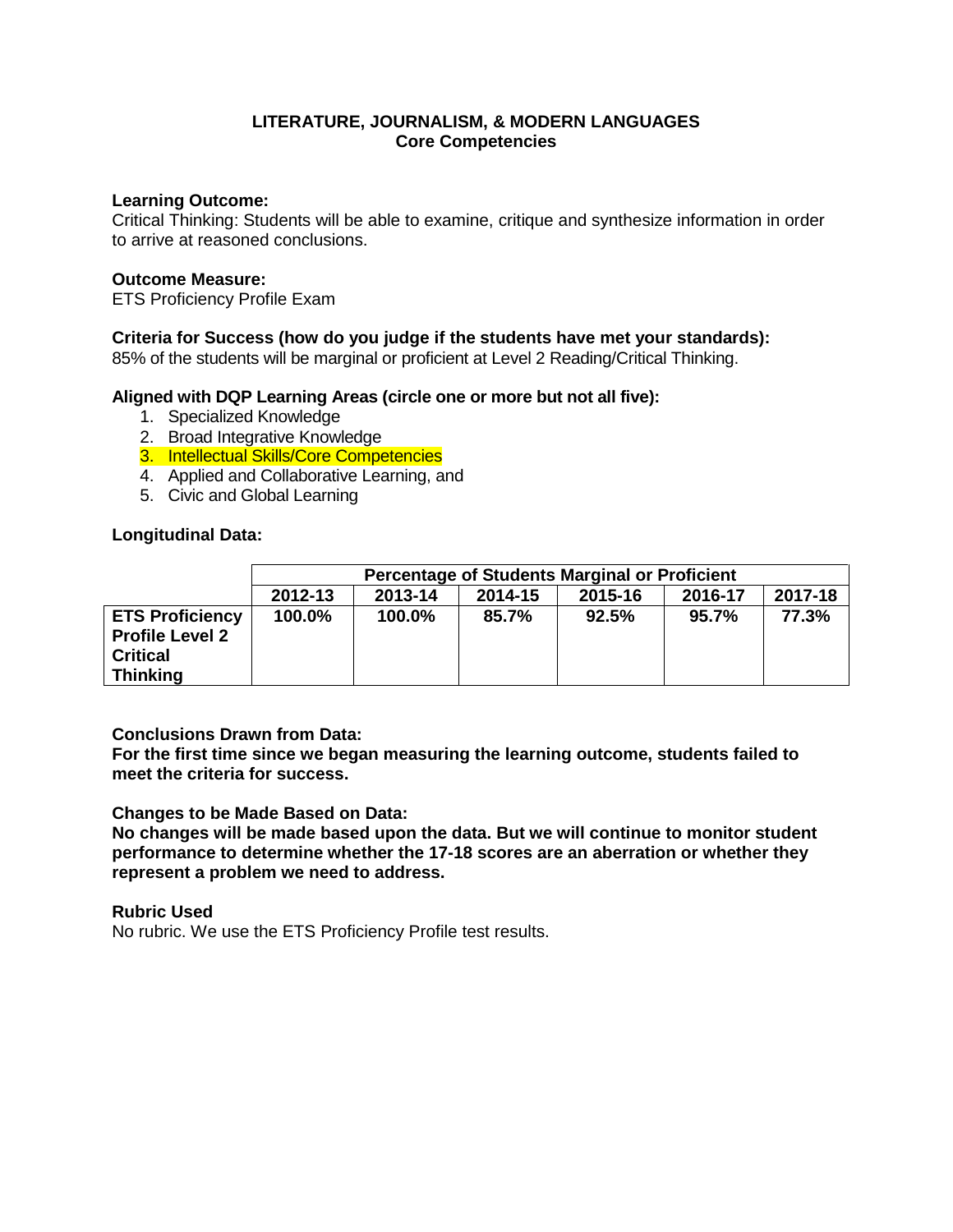**LITERATURE, JOURNALISM, & MODERN LANGUAGES**
**Core Competencies**

**Learning Outcome:**
Critical Thinking: Students will be able to examine, critique and synthesize information in order to arrive at reasoned conclusions.

**Outcome Measure:**
ETS Proficiency Profile Exam

**Criteria for Success (how do you judge if the students have met your standards):**
85% of the students will be marginal or proficient at Level 2 Reading/Critical Thinking.

**Aligned with DQP Learning Areas (circle one or more but not all five):**

1. Specialized Knowledge
2. Broad Integrative Knowledge
3. Intellectual Skills/Core Competencies
4. Applied and Collaborative Learning, and
5. Civic and Global Learning

**Longitudinal Data:**

| | Percentage of Students Marginal or Proficient | | | | | |
|---|---|---|---|---|---|---|
| | **2012-13** | **2013-14** | **2014-15** | **2015-16** | **2016-17** | **2017-18** |
| **ETS Proficiency Profile Level 2 Critical Thinking** | **100.0%** | **100.0%** | **85.7%** | **92.5%** | **95.7%** | **77.3%** |

**Conclusions Drawn from Data:**
**For the first time since we began measuring the learning outcome, students failed to meet the criteria for success.**

**Changes to be Made Based on Data:**
**No changes will be made based upon the data. But we will continue to monitor student performance to determine whether the 17-18 scores are an aberration or whether they represent a problem we need to address.**

**Rubric Used**
No rubric. We use the ETS Proficiency Profile test results.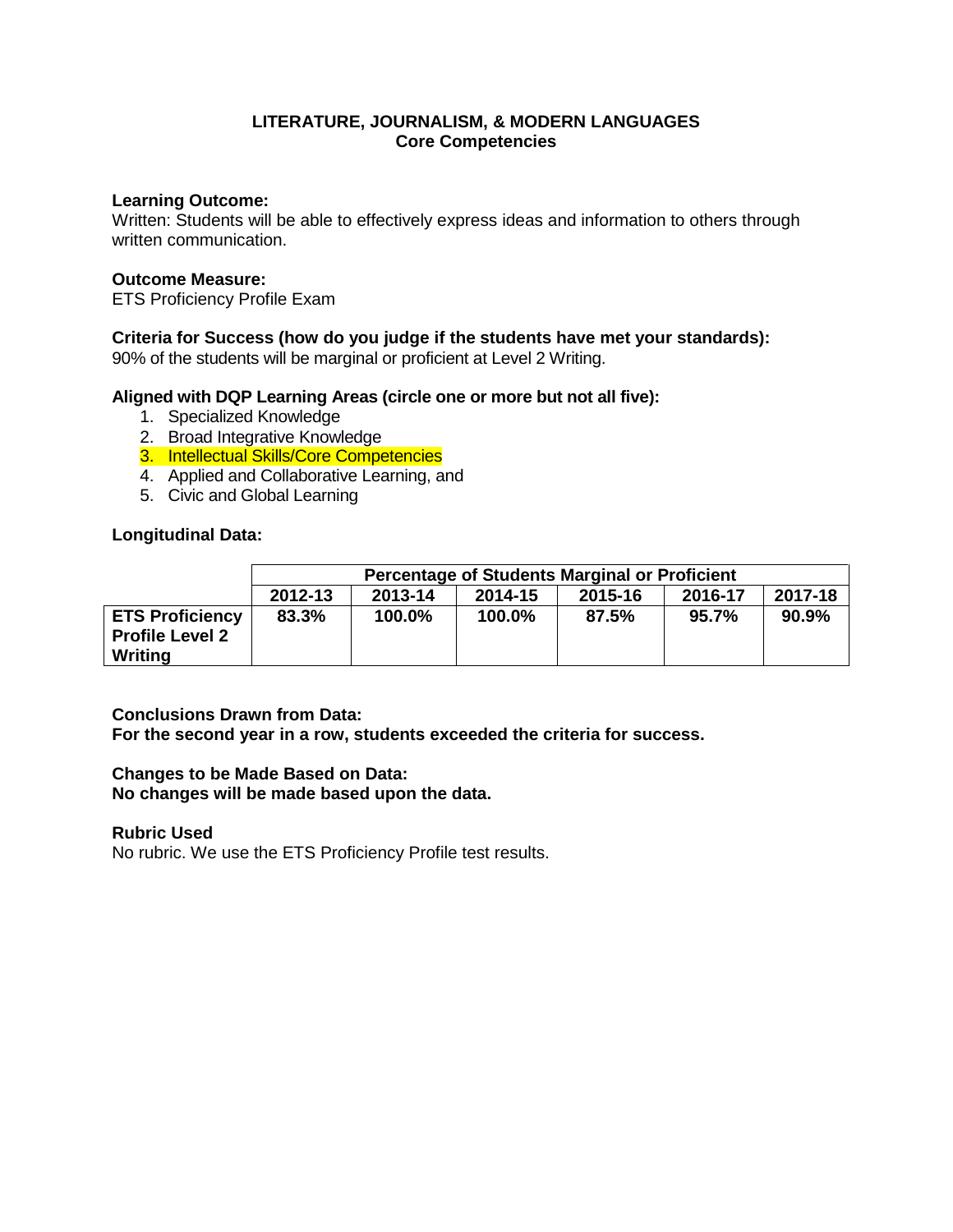**LITERATURE, JOURNALISM, & MODERN LANGUAGES**
**Core Competencies**

**Learning Outcome:**
Written: Students will be able to effectively express ideas and information to others through written communication.

**Outcome Measure:**
ETS Proficiency Profile Exam

**Criteria for Success (how do you judge if the students have met your standards):**
90% of the students will be marginal or proficient at Level 2 Writing.

**Aligned with DQP Learning Areas (circle one or more but not all five):**

1. Specialized Knowledge
2. Broad Integrative Knowledge
3. Intellectual Skills/Core Competencies
4. Applied and Collaborative Learning, and
5. Civic and Global Learning

**Longitudinal Data:**

| | Percentage of Students Marginal or Proficient | | | | | |
|---|---|---|---|---|---|---|
| | 2012-13 | 2013-14 | 2014-15 | 2015-16 | 2016-17 | 2017-18 |
| **ETS Proficiency Profile Level 2 Writing** | 83.3% | 100.0% | 100.0% | 87.5% | 95.7% | 90.9% |

**Conclusions Drawn from Data:**
**For the second year in a row, students exceeded the criteria for success.**

**Changes to be Made Based on Data:**
**No changes will be made based upon the data.**

**Rubric Used**
No rubric. We use the ETS Proficiency Profile test results.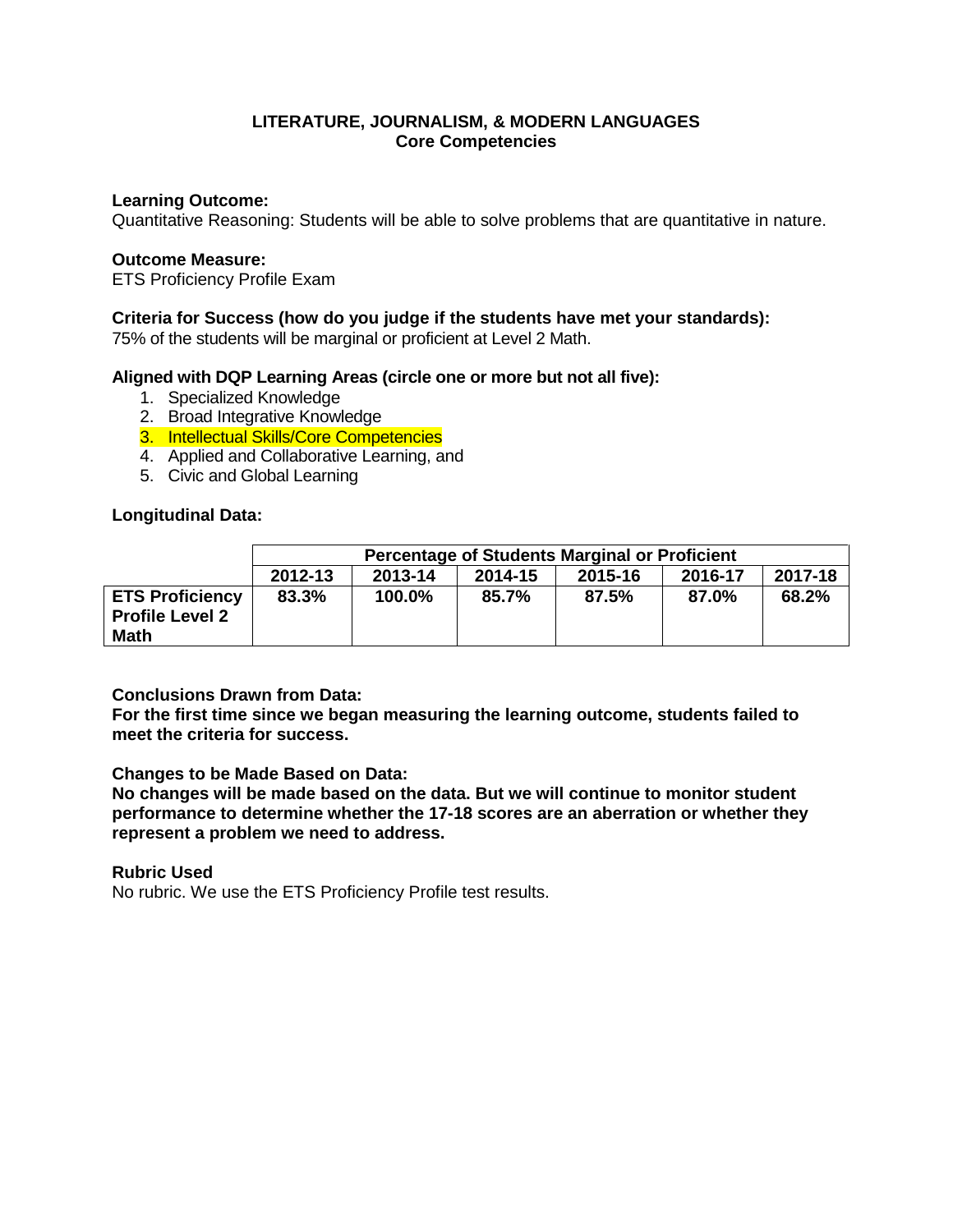## LITERATURE, JOURNALISM, & MODERN LANGUAGES
## Core Competencies

**Learning Outcome:**
Quantitative Reasoning: Students will be able to solve problems that are quantitative in nature.

**Outcome Measure:**
ETS Proficiency Profile Exam

**Criteria for Success (how do you judge if the students have met your standards):**
75% of the students will be marginal or proficient at Level 2 Math.

**Aligned with DQP Learning Areas (circle one or more but not all five):**

1. Specialized Knowledge
2. Broad Integrative Knowledge
3. Intellectual Skills/Core Competencies
4. Applied and Collaborative Learning, and
5. Civic and Global Learning

**Longitudinal Data:**

| | Percentage of Students Marginal or Proficient | | | | | |
|---|---|---|---|---|---|---|
| | **2012-13** | **2013-14** | **2014-15** | **2015-16** | **2016-17** | **2017-18** |
| **ETS Proficiency Profile Level 2 Math** | **83.3%** | **100.0%** | **85.7%** | **87.5%** | **87.0%** | **68.2%** |

**Conclusions Drawn from Data:**
**For the first time since we began measuring the learning outcome, students failed to meet the criteria for success.**

**Changes to be Made Based on Data:**
**No changes will be made based on the data. But we will continue to monitor student performance to determine whether the 17-18 scores are an aberration or whether they represent a problem we need to address.**

**Rubric Used**
No rubric. We use the ETS Proficiency Profile test results.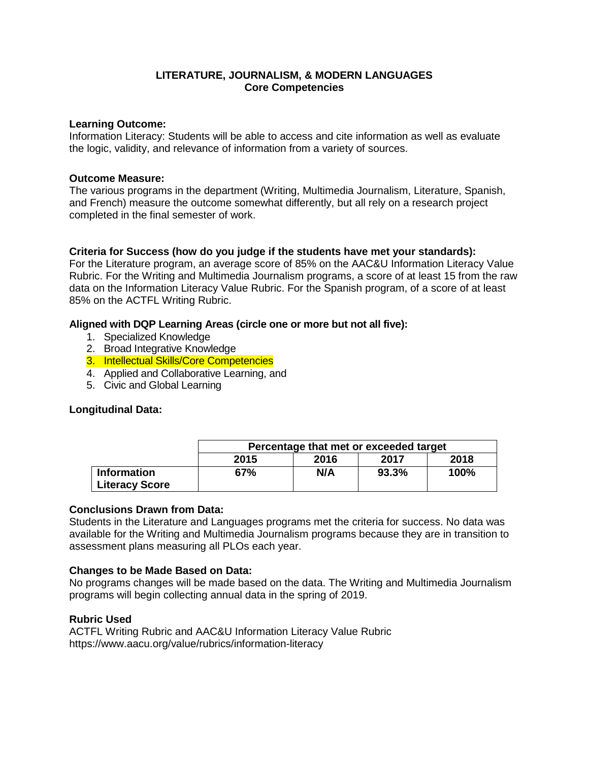# LITERATURE, JOURNALISM, & MODERN LANGUAGES
## Core Competencies

**Learning Outcome:**
Information Literacy: Students will be able to access and cite information as well as evaluate the logic, validity, and relevance of information from a variety of sources.

**Outcome Measure:**
The various programs in the department (Writing, Multimedia Journalism, Literature, Spanish, and French) measure the outcome somewhat differently, but all rely on a research project completed in the final semester of work.

**Criteria for Success (how do you judge if the students have met your standards):**
For the Literature program, an average score of 85% on the AAC&U Information Literacy Value Rubric. For the Writing and Multimedia Journalism programs, a score of at least 15 from the raw data on the Information Literacy Value Rubric. For the Spanish program, of a score of at least 85% on the ACTFL Writing Rubric.

**Aligned with DQP Learning Areas (circle one or more but not all five):**
1. Specialized Knowledge
2. Broad Integrative Knowledge
3. Intellectual Skills/Core Competencies
4. Applied and Collaborative Learning, and
5. Civic and Global Learning

**Longitudinal Data:**

| | Percentage that met or exceeded target | | | |
|---|---|---|---|---|
| | 2015 | 2016 | 2017 | 2018 |
| **Information Literacy Score** | **67%** | **N/A** | **93.3%** | **100%** |

**Conclusions Drawn from Data:**
Students in the Literature and Languages programs met the criteria for success. No data was available for the Writing and Multimedia Journalism programs because they are in transition to assessment plans measuring all PLOs each year.

**Changes to be Made Based on Data:**
No programs changes will be made based on the data. The Writing and Multimedia Journalism programs will begin collecting annual data in the spring of 2019.

**Rubric Used**
ACTFL Writing Rubric and AAC&U Information Literacy Value Rubric
https://www.aacu.org/value/rubrics/information-literacy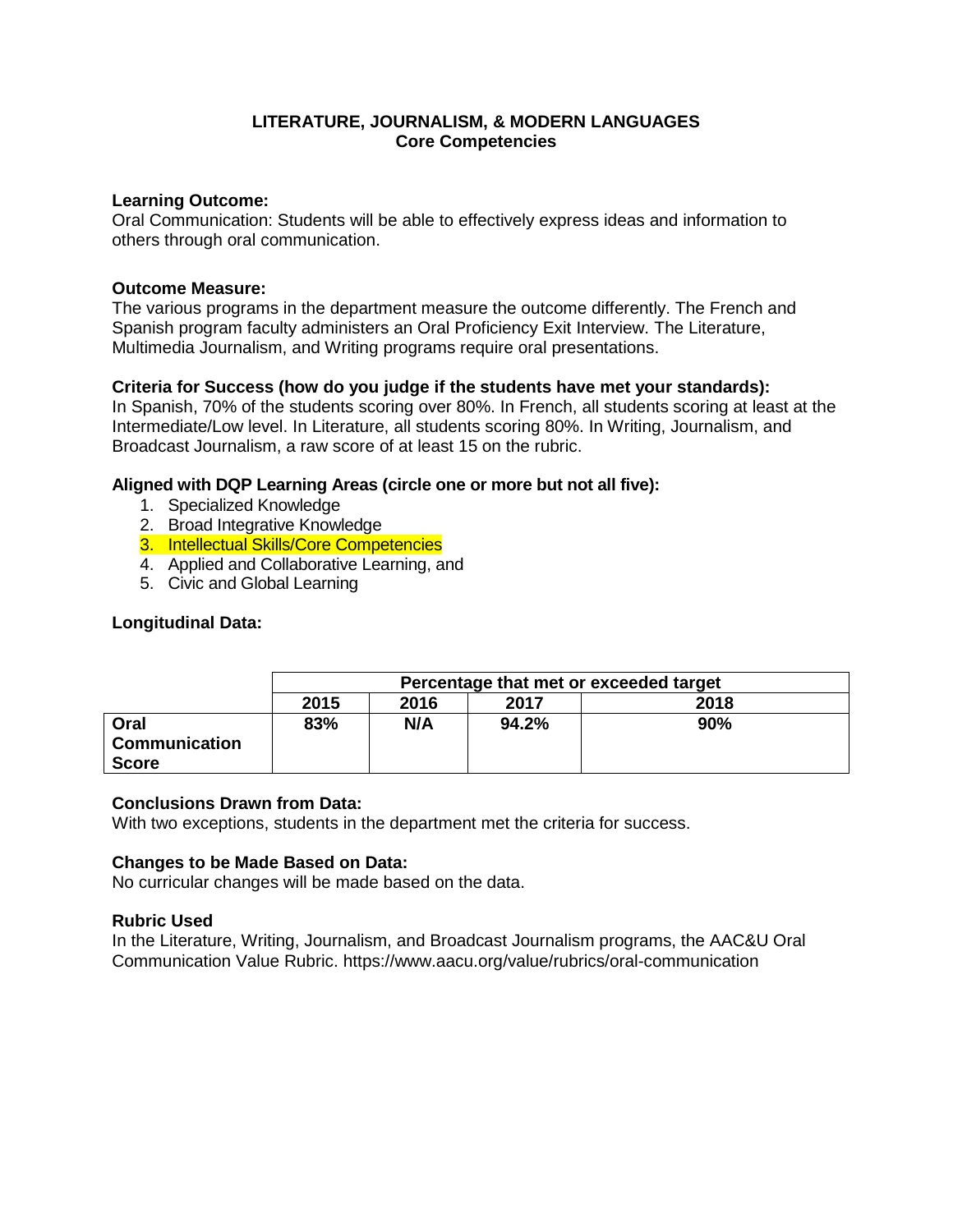**LITERATURE, JOURNALISM, & MODERN LANGUAGES**
**Core Competencies**

**Learning Outcome:**
Oral Communication: Students will be able to effectively express ideas and information to others through oral communication.

**Outcome Measure:**
The various programs in the department measure the outcome differently. The French and Spanish program faculty administers an Oral Proficiency Exit Interview. The Literature, Multimedia Journalism, and Writing programs require oral presentations.

**Criteria for Success (how do you judge if the students have met your standards):**
In Spanish, 70% of the students scoring over 80%. In French, all students scoring at least at the Intermediate/Low level. In Literature, all students scoring 80%. In Writing, Journalism, and Broadcast Journalism, a raw score of at least 15 on the rubric.

**Aligned with DQP Learning Areas (circle one or more but not all five):**

1. Specialized Knowledge
2. Broad Integrative Knowledge
3. Intellectual Skills/Core Competencies
4. Applied and Collaborative Learning, and
5. Civic and Global Learning

**Longitudinal Data:**

| | Percentage that met or exceeded target | | | |
|---|---|---|---|---|
| | **2015** | **2016** | **2017** | **2018** |
| **Oral Communication Score** | **83%** | **N/A** | **94.2%** | **90%** |

**Conclusions Drawn from Data:**
With two exceptions, students in the department met the criteria for success.

**Changes to be Made Based on Data:**
No curricular changes will be made based on the data.

**Rubric Used**
In the Literature, Writing, Journalism, and Broadcast Journalism programs, the AAC&U Oral Communication Value Rubric. https://www.aacu.org/value/rubrics/oral-communication